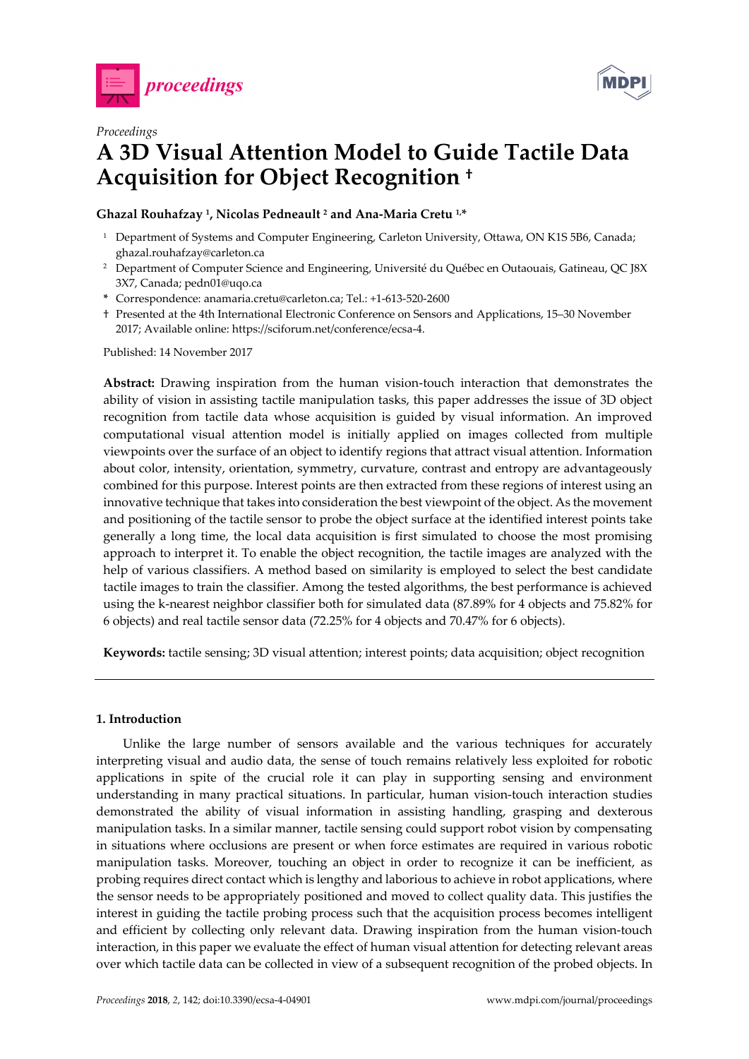*Proceedings*

# A 3D Visual Attention Model to Guide Tactile Data Acquisition for Object Recognition †

**Ghazal Rouhafzay [1], Nicolas Pedneault [2] and Ana-Maria Cretu [1,*]**

[1] Department of Systems and Computer Engineering, Carleton University, Ottawa, ON K1S 5B6, Canada; ghazal.rouhafzay@carleton.ca

[2] Department of Computer Science and Engineering, Université du Québec en Outaouais, Gatineau, QC J8X 3X7, Canada; pedn01@uqo.ca

\* Correspondence: anamaria.cretu@carleton.ca; Tel.: +1-613-520-2600

† Presented at the 4th International Electronic Conference on Sensors and Applications, 15–30 November 2017; Available online: https://sciforum.net/conference/ecsa-4.

Published: 14 November 2017

**Abstract:** Drawing inspiration from the human vision-touch interaction that demonstrates the ability of vision in assisting tactile manipulation tasks, this paper addresses the issue of 3D object recognition from tactile data whose acquisition is guided by visual information. An improved computational visual attention model is initially applied on images collected from multiple viewpoints over the surface of an object to identify regions that attract visual attention. Information about color, intensity, orientation, symmetry, curvature, contrast and entropy are advantageously combined for this purpose. Interest points are then extracted from these regions of interest using an innovative technique that takes into consideration the best viewpoint of the object. As the movement and positioning of the tactile sensor to probe the object surface at the identified interest points take generally a long time, the local data acquisition is first simulated to choose the most promising approach to interpret it. To enable the object recognition, the tactile images are analyzed with the help of various classifiers. A method based on similarity is employed to select the best candidate tactile images to train the classifier. Among the tested algorithms, the best performance is achieved using the k-nearest neighbor classifier both for simulated data (87.89% for 4 objects and 75.82% for 6 objects) and real tactile sensor data (72.25% for 4 objects and 70.47% for 6 objects).

**Keywords:** tactile sensing; 3D visual attention; interest points; data acquisition; object recognition

## 1. Introduction

Unlike the large number of sensors available and the various techniques for accurately interpreting visual and audio data, the sense of touch remains relatively less exploited for robotic applications in spite of the crucial role it can play in supporting sensing and environment understanding in many practical situations. In particular, human vision-touch interaction studies demonstrated the ability of visual information in assisting handling, grasping and dexterous manipulation tasks. In a similar manner, tactile sensing could support robot vision by compensating in situations where occlusions are present or when force estimates are required in various robotic manipulation tasks. Moreover, touching an object in order to recognize it can be inefficient, as probing requires direct contact which is lengthy and laborious to achieve in robot applications, where the sensor needs to be appropriately positioned and moved to collect quality data. This justifies the interest in guiding the tactile probing process such that the acquisition process becomes intelligent and efficient by collecting only relevant data. Drawing inspiration from the human vision-touch interaction, in this paper we evaluate the effect of human visual attention for detecting relevant areas over which tactile data can be collected in view of a subsequent recognition of the probed objects. In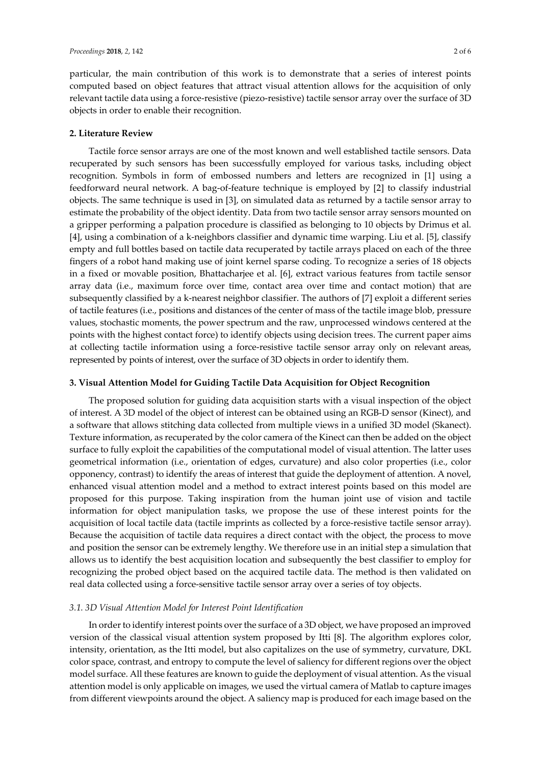particular, the main contribution of this work is to demonstrate that a series of interest points computed based on object features that attract visual attention allows for the acquisition of only relevant tactile data using a force-resistive (piezo-resistive) tactile sensor array over the surface of 3D objects in order to enable their recognition.

## 2. Literature Review

Tactile force sensor arrays are one of the most known and well established tactile sensors. Data recuperated by such sensors has been successfully employed for various tasks, including object recognition. Symbols in form of embossed numbers and letters are recognized in [1] using a feedforward neural network. A bag-of-feature technique is employed by [2] to classify industrial objects. The same technique is used in [3], on simulated data as returned by a tactile sensor array to estimate the probability of the object identity. Data from two tactile sensor array sensors mounted on a gripper performing a palpation procedure is classified as belonging to 10 objects by Drimus et al. [4], using a combination of a k-neighbors classifier and dynamic time warping. Liu et al. [5], classify empty and full bottles based on tactile data recuperated by tactile arrays placed on each of the three fingers of a robot hand making use of joint kernel sparse coding. To recognize a series of 18 objects in a fixed or movable position, Bhattacharjee et al. [6], extract various features from tactile sensor array data (i.e., maximum force over time, contact area over time and contact motion) that are subsequently classified by a k-nearest neighbor classifier. The authors of [7] exploit a different series of tactile features (i.e., positions and distances of the center of mass of the tactile image blob, pressure values, stochastic moments, the power spectrum and the raw, unprocessed windows centered at the points with the highest contact force) to identify objects using decision trees. The current paper aims at collecting tactile information using a force-resistive tactile sensor array only on relevant areas, represented by points of interest, over the surface of 3D objects in order to identify them.

## 3. Visual Attention Model for Guiding Tactile Data Acquisition for Object Recognition

The proposed solution for guiding data acquisition starts with a visual inspection of the object of interest. A 3D model of the object of interest can be obtained using an RGB-D sensor (Kinect), and a software that allows stitching data collected from multiple views in a unified 3D model (Skanect). Texture information, as recuperated by the color camera of the Kinect can then be added on the object surface to fully exploit the capabilities of the computational model of visual attention. The latter uses geometrical information (i.e., orientation of edges, curvature) and also color properties (i.e., color opponency, contrast) to identify the areas of interest that guide the deployment of attention. A novel, enhanced visual attention model and a method to extract interest points based on this model are proposed for this purpose. Taking inspiration from the human joint use of vision and tactile information for object manipulation tasks, we propose the use of these interest points for the acquisition of local tactile data (tactile imprints as collected by a force-resistive tactile sensor array). Because the acquisition of tactile data requires a direct contact with the object, the process to move and position the sensor can be extremely lengthy. We therefore use in an initial step a simulation that allows us to identify the best acquisition location and subsequently the best classifier to employ for recognizing the probed object based on the acquired tactile data. The method is then validated on real data collected using a force-sensitive tactile sensor array over a series of toy objects.

### *3.1. 3D Visual Attention Model for Interest Point Identification*

In order to identify interest points over the surface of a 3D object, we have proposed an improved version of the classical visual attention system proposed by Itti [8]. The algorithm explores color, intensity, orientation, as the Itti model, but also capitalizes on the use of symmetry, curvature, DKL color space, contrast, and entropy to compute the level of saliency for different regions over the object model surface. All these features are known to guide the deployment of visual attention. As the visual attention model is only applicable on images, we used the virtual camera of Matlab to capture images from different viewpoints around the object. A saliency map is produced for each image based on the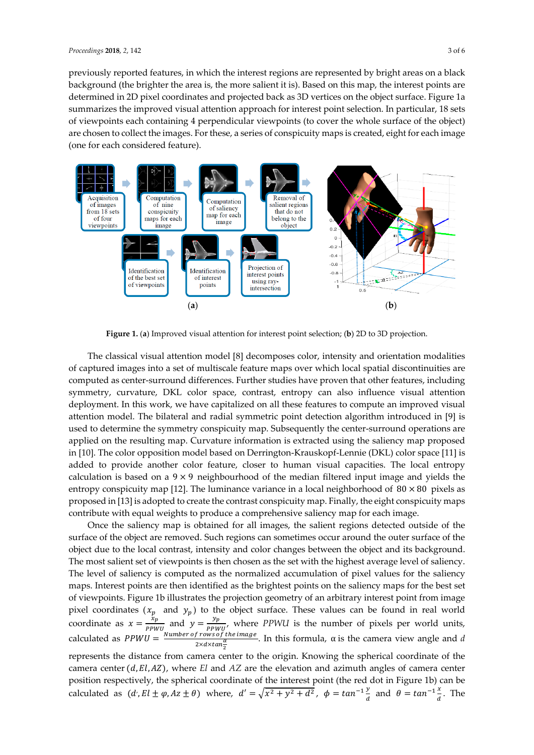previously reported features, in which the interest regions are represented by bright areas on a black background (the brighter the area is, the more salient it is). Based on this map, the interest points are determined in 2D pixel coordinates and projected back as 3D vertices on the object surface. Figure 1a summarizes the improved visual attention approach for interest point selection. In particular, 18 sets of viewpoints each containing 4 perpendicular viewpoints (to cover the whole surface of the object) are chosen to collect the images. For these, a series of conspicuity maps is created, eight for each image (one for each considered feature).

**Figure 1.** (**a**) Improved visual attention for interest point selection; (**b**) 2D to 3D projection.

The classical visual attention model [8] decomposes color, intensity and orientation modalities of captured images into a set of multiscale feature maps over which local spatial discontinuities are computed as center-surround differences. Further studies have proven that other features, including symmetry, curvature, DKL color space, contrast, entropy can also influence visual attention deployment. In this work, we have capitalized on all these features to compute an improved visual attention model. The bilateral and radial symmetric point detection algorithm introduced in [9] is used to determine the symmetry conspicuity map. Subsequently the center-surround operations are applied on the resulting map. Curvature information is extracted using the saliency map proposed in [10]. The color opposition model based on Derrington-Krauskopf-Lennie (DKL) color space [11] is added to provide another color feature, closer to human visual capacities. The local entropy calculation is based on a $9 \times 9$ neighbourhood of the median filtered input image and yields the entropy conspicuity map [12]. The luminance variance in a local neighborhood of $80 \times 80$ pixels as proposed in [13] is adopted to create the contrast conspicuity map. Finally, the eight conspicuity maps contribute with equal weights to produce a comprehensive saliency map for each image.

Once the saliency map is obtained for all images, the salient regions detected outside of the surface of the object are removed. Such regions can sometimes occur around the outer surface of the object due to the local contrast, intensity and color changes between the object and its background. The most salient set of viewpoints is then chosen as the set with the highest average level of saliency. The level of saliency is computed as the normalized accumulation of pixel values for the saliency maps. Interest points are then identified as the brightest points on the saliency maps for the best set of viewpoints. Figure 1b illustrates the projection geometry of an arbitrary interest point from image pixel coordinates ($x_p$ and $y_p$) to the object surface. These values can be found in real world coordinate as $x = \frac{x_p}{PPWU}$ and $y = \frac{y_p}{PPWU}$, where *PPWU* is the number of pixels per world units, calculated as $PPWU = \frac{Number\ of\ rows\ of\ the\ image}{2 \times d \times tan\frac{\alpha}{2}}$. In this formula, α is the camera view angle and $d$ represents the distance from camera center to the origin. Knowing the spherical coordinate of the camera center $(d, El, AZ)$, where *El* and *AZ* are the elevation and azimuth angles of camera center position respectively, the spherical coordinate of the interest point (the red dot in Figure 1b) can be calculated as $(d', El \pm \varphi, Az \pm \theta)$ where, $d' = \sqrt{x^2 + y^2 + d^2}$, $\phi = tan^{-1}\frac{y}{d}$ and $\theta = tan^{-1}\frac{x}{d}$. The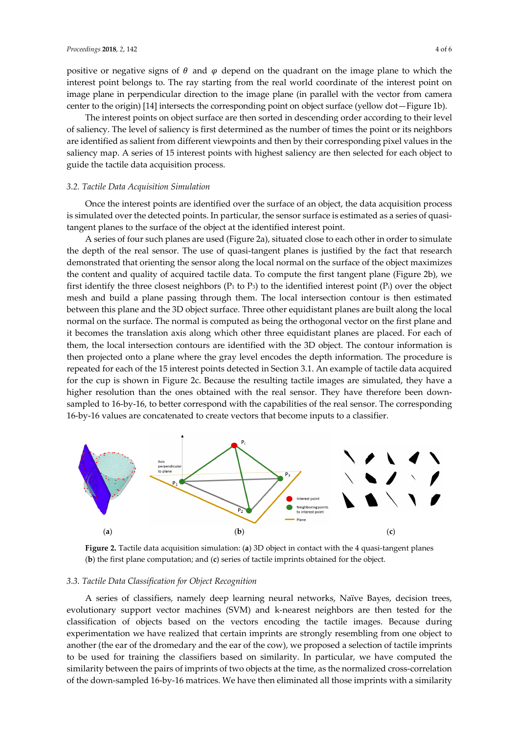positive or negative signs of $\theta$ and $\varphi$ depend on the quadrant on the image plane to which the interest point belongs to. The ray starting from the real world coordinate of the interest point on image plane in perpendicular direction to the image plane (in parallel with the vector from camera center to the origin) [14] intersects the corresponding point on object surface (yellow dot—Figure 1b).

The interest points on object surface are then sorted in descending order according to their level of saliency. The level of saliency is first determined as the number of times the point or its neighbors are identified as salient from different viewpoints and then by their corresponding pixel values in the saliency map. A series of 15 interest points with highest saliency are then selected for each object to guide the tactile data acquisition process.

### 3.2. Tactile Data Acquisition Simulation

Once the interest points are identified over the surface of an object, the data acquisition process is simulated over the detected points. In particular, the sensor surface is estimated as a series of quasi-tangent planes to the surface of the object at the identified interest point.

A series of four such planes are used (Figure 2a), situated close to each other in order to simulate the depth of the real sensor. The use of quasi-tangent planes is justified by the fact that research demonstrated that orienting the sensor along the local normal on the surface of the object maximizes the content and quality of acquired tactile data. To compute the first tangent plane (Figure 2b), we first identify the three closest neighbors ($P_1$ to $P_3$) to the identified interest point ($P_i$) over the object mesh and build a plane passing through them. The local intersection contour is then estimated between this plane and the 3D object surface. Three other equidistant planes are built along the local normal on the surface. The normal is computed as being the orthogonal vector on the first plane and it becomes the translation axis along which other three equidistant planes are placed. For each of them, the local intersection contours are identified with the 3D object. The contour information is then projected onto a plane where the gray level encodes the depth information. The procedure is repeated for each of the 15 interest points detected in Section 3.1. An example of tactile data acquired for the cup is shown in Figure 2c. Because the resulting tactile images are simulated, they have a higher resolution than the ones obtained with the real sensor. They have therefore been down-sampled to 16-by-16, to better correspond with the capabilities of the real sensor. The corresponding 16-by-16 values are concatenated to create vectors that become inputs to a classifier.

**Figure 2.** Tactile data acquisition simulation: (**a**) 3D object in contact with the 4 quasi-tangent planes (**b**) the first plane computation; and (**c**) series of tactile imprints obtained for the object.

### 3.3. Tactile Data Classification for Object Recognition

A series of classifiers, namely deep learning neural networks, Naïve Bayes, decision trees, evolutionary support vector machines (SVM) and k-nearest neighbors are then tested for the classification of objects based on the vectors encoding the tactile images. Because during experimentation we have realized that certain imprints are strongly resembling from one object to another (the ear of the dromedary and the ear of the cow), we proposed a selection of tactile imprints to be used for training the classifiers based on similarity. In particular, we have computed the similarity between the pairs of imprints of two objects at the time, as the normalized cross-correlation of the down-sampled 16-by-16 matrices. We have then eliminated all those imprints with a similarity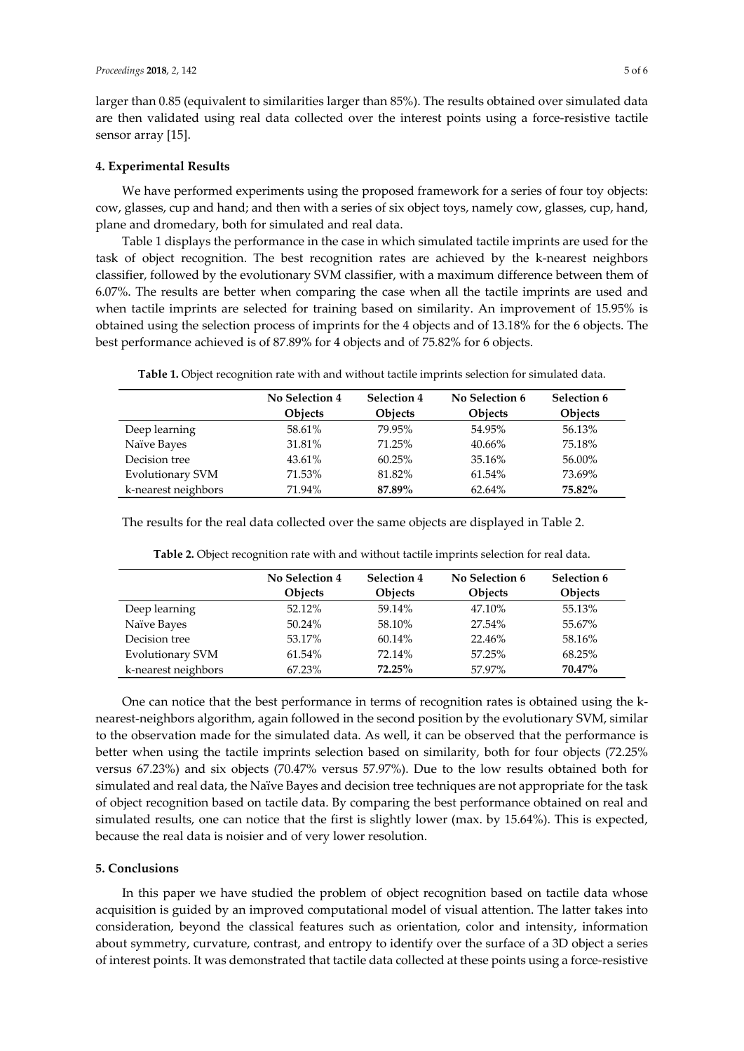larger than 0.85 (equivalent to similarities larger than 85%). The results obtained over simulated data are then validated using real data collected over the interest points using a force-resistive tactile sensor array [15].

## 4. Experimental Results

We have performed experiments using the proposed framework for a series of four toy objects: cow, glasses, cup and hand; and then with a series of six object toys, namely cow, glasses, cup, hand, plane and dromedary, both for simulated and real data.

Table 1 displays the performance in the case in which simulated tactile imprints are used for the task of object recognition. The best recognition rates are achieved by the k-nearest neighbors classifier, followed by the evolutionary SVM classifier, with a maximum difference between them of 6.07%. The results are better when comparing the case when all the tactile imprints are used and when tactile imprints are selected for training based on similarity. An improvement of 15.95% is obtained using the selection process of imprints for the 4 objects and of 13.18% for the 6 objects. The best performance achieved is of 87.89% for 4 objects and of 75.82% for 6 objects.

**Table 1.** Object recognition rate with and without tactile imprints selection for simulated data.

| | No Selection 4 Objects | Selection 4 Objects | No Selection 6 Objects | Selection 6 Objects |
|---|---|---|---|---|
| Deep learning | 58.61% | 79.95% | 54.95% | 56.13% |
| Naïve Bayes | 31.81% | 71.25% | 40.66% | 75.18% |
| Decision tree | 43.61% | 60.25% | 35.16% | 56.00% |
| Evolutionary SVM | 71.53% | 81.82% | 61.54% | 73.69% |
| k-nearest neighbors | 71.94% | **87.89%** | 62.64% | **75.82%** |

The results for the real data collected over the same objects are displayed in Table 2.

**Table 2.** Object recognition rate with and without tactile imprints selection for real data.

| | No Selection 4 Objects | Selection 4 Objects | No Selection 6 Objects | Selection 6 Objects |
|---|---|---|---|---|
| Deep learning | 52.12% | 59.14% | 47.10% | 55.13% |
| Naïve Bayes | 50.24% | 58.10% | 27.54% | 55.67% |
| Decision tree | 53.17% | 60.14% | 22.46% | 58.16% |
| Evolutionary SVM | 61.54% | 72.14% | 57.25% | 68.25% |
| k-nearest neighbors | 67.23% | **72.25%** | 57.97% | **70.47%** |

One can notice that the best performance in terms of recognition rates is obtained using the k-nearest-neighbors algorithm, again followed in the second position by the evolutionary SVM, similar to the observation made for the simulated data. As well, it can be observed that the performance is better when using the tactile imprints selection based on similarity, both for four objects (72.25% versus 67.23%) and six objects (70.47% versus 57.97%). Due to the low results obtained both for simulated and real data, the Naïve Bayes and decision tree techniques are not appropriate for the task of object recognition based on tactile data. By comparing the best performance obtained on real and simulated results, one can notice that the first is slightly lower (max. by 15.64%). This is expected, because the real data is noisier and of very lower resolution.

## 5. Conclusions

In this paper we have studied the problem of object recognition based on tactile data whose acquisition is guided by an improved computational model of visual attention. The latter takes into consideration, beyond the classical features such as orientation, color and intensity, information about symmetry, curvature, contrast, and entropy to identify over the surface of a 3D object a series of interest points. It was demonstrated that tactile data collected at these points using a force-resistive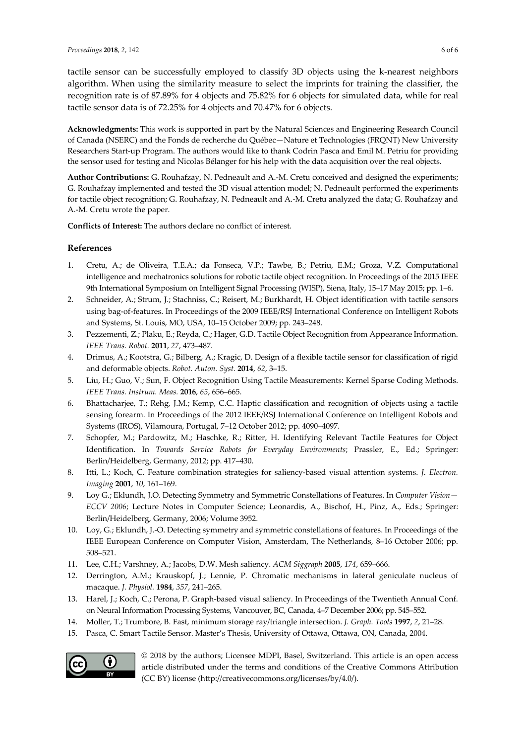tactile sensor can be successfully employed to classify 3D objects using the k-nearest neighbors algorithm. When using the similarity measure to select the imprints for training the classifier, the recognition rate is of 87.89% for 4 objects and 75.82% for 6 objects for simulated data, while for real tactile sensor data is of 72.25% for 4 objects and 70.47% for 6 objects.

**Acknowledgments:** This work is supported in part by the Natural Sciences and Engineering Research Council of Canada (NSERC) and the Fonds de recherche du Québec—Nature et Technologies (FRQNT) New University Researchers Start-up Program. The authors would like to thank Codrin Pasca and Emil M. Petriu for providing the sensor used for testing and Nicolas Bélanger for his help with the data acquisition over the real objects.

**Author Contributions:** G. Rouhafzay, N. Pedneault and A.-M. Cretu conceived and designed the experiments; G. Rouhafzay implemented and tested the 3D visual attention model; N. Pedneault performed the experiments for tactile object recognition; G. Rouhafzay, N. Pedneault and A.-M. Cretu analyzed the data; G. Rouhafzay and A.-M. Cretu wrote the paper.

**Conflicts of Interest:** The authors declare no conflict of interest.

## References

1. Cretu, A.; de Oliveira, T.E.A.; da Fonseca, V.P.; Tawbe, B.; Petriu, E.M.; Groza, V.Z. Computational intelligence and mechatronics solutions for robotic tactile object recognition. In Proceedings of the 2015 IEEE 9th International Symposium on Intelligent Signal Processing (WISP), Siena, Italy, 15–17 May 2015; pp. 1–6.
2. Schneider, A.; Strum, J.; Stachniss, C.; Reisert, M.; Burkhardt, H. Object identification with tactile sensors using bag-of-features. In Proceedings of the 2009 IEEE/RSJ International Conference on Intelligent Robots and Systems, St. Louis, MO, USA, 10–15 October 2009; pp. 243–248.
3. Pezzementi, Z.; Plaku, E.; Reyda, C.; Hager, G.D. Tactile Object Recognition from Appearance Information. *IEEE Trans. Robot.* **2011**, *27*, 473–487.
4. Drimus, A.; Kootstra, G.; Bilberg, A.; Kragic, D. Design of a flexible tactile sensor for classification of rigid and deformable objects. *Robot. Auton. Syst.* **2014**, *62*, 3–15.
5. Liu, H.; Guo, V.; Sun, F. Object Recognition Using Tactile Measurements: Kernel Sparse Coding Methods. *IEEE Trans. Instrum. Meas.* **2016**, *65*, 656–665.
6. Bhattacharjee, T.; Rehg, J.M.; Kemp, C.C. Haptic classification and recognition of objects using a tactile sensing forearm. In Proceedings of the 2012 IEEE/RSJ International Conference on Intelligent Robots and Systems (IROS), Vilamoura, Portugal, 7–12 October 2012; pp. 4090–4097.
7. Schopfer, M.; Pardowitz, M.; Haschke, R.; Ritter, H. Identifying Relevant Tactile Features for Object Identification. In *Towards Service Robots for Everyday Environments*; Prassler, E., Ed.; Springer: Berlin/Heidelberg, Germany, 2012; pp. 417–430.
8. Itti, L.; Koch, C. Feature combination strategies for saliency-based visual attention systems. *J. Electron. Imaging* **2001**, *10*, 161–169.
9. Loy G.; Eklundh, J.O. Detecting Symmetry and Symmetric Constellations of Features. In *Computer Vision—ECCV 2006*; Lecture Notes in Computer Science; Leonardis, A., Bischof, H., Pinz, A., Eds.; Springer: Berlin/Heidelberg, Germany, 2006; Volume 3952.
10. Loy, G.; Eklundh, J.-O. Detecting symmetry and symmetric constellations of features. In Proceedings of the IEEE European Conference on Computer Vision, Amsterdam, The Netherlands, 8–16 October 2006; pp. 508–521.
11. Lee, C.H.; Varshney, A.; Jacobs, D.W. Mesh saliency. *ACM Siggraph* **2005**, *174*, 659–666.
12. Derrington, A.M.; Krauskopf, J.; Lennie, P. Chromatic mechanisms in lateral geniculate nucleus of macaque. *J. Physiol.* **1984**, *357*, 241–265.
13. Harel, J.; Koch, C.; Perona, P. Graph-based visual saliency. In Proceedings of the Twentieth Annual Conf. on Neural Information Processing Systems, Vancouver, BC, Canada, 4–7 December 2006; pp. 545–552.
14. Moller, T.; Trumbore, B. Fast, minimum storage ray/triangle intersection. *J. Graph. Tools* **1997**, *2*, 21–28.
15. Pasca, C. Smart Tactile Sensor. Master's Thesis, University of Ottawa, Ottawa, ON, Canada, 2004.

© 2018 by the authors; Licensee MDPI, Basel, Switzerland. This article is an open access article distributed under the terms and conditions of the Creative Commons Attribution (CC BY) license (http://creativecommons.org/licenses/by/4.0/).